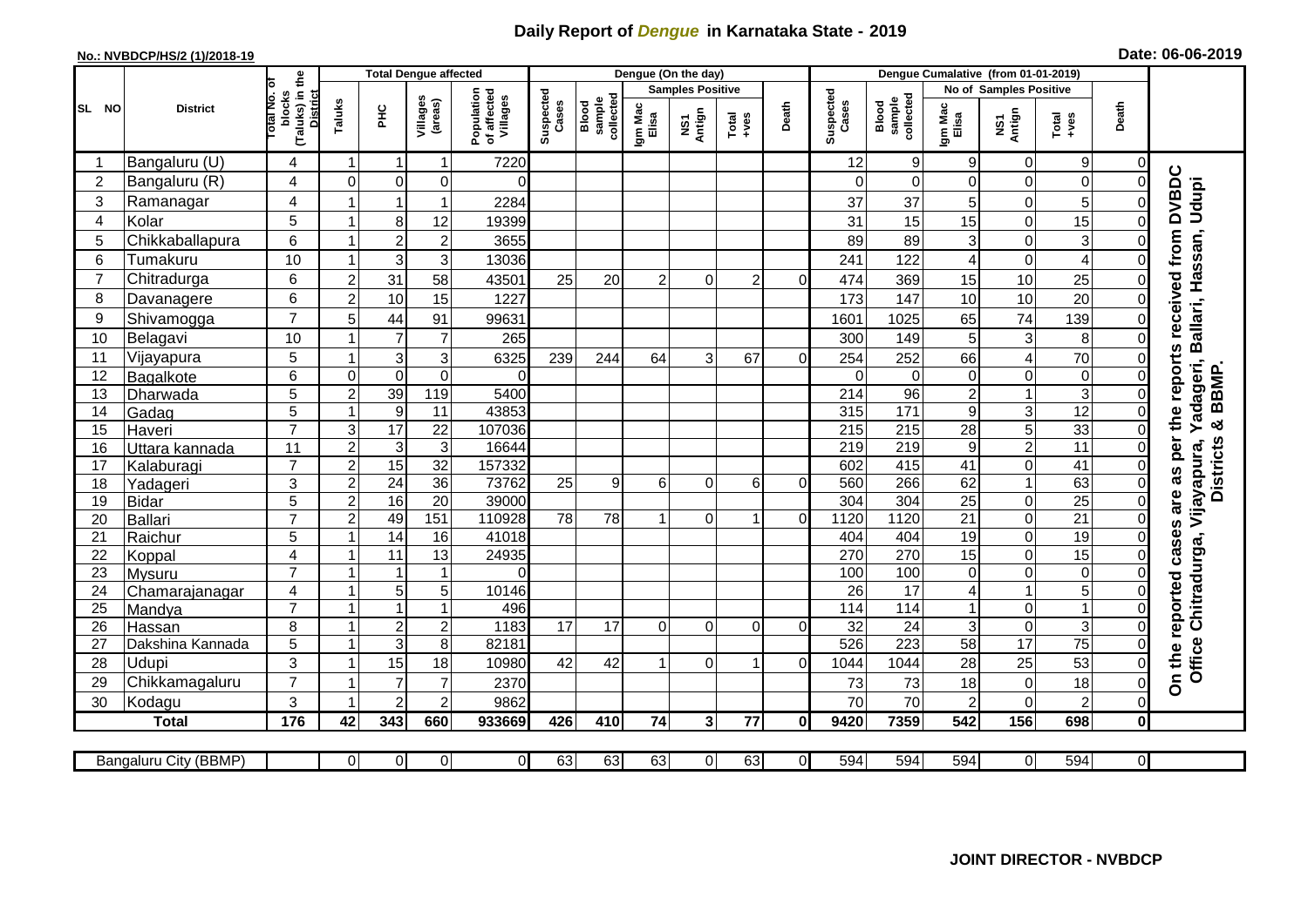# Daily Report of *Dengue* in Karnataka State - 2019

**No.: NVBDCP/HS/2 (1)/2018-19**

**Date: 06-06-2019**

| SL NO | District | Total No. of blocks (Taluks) in the District | Total Dengue affected | | | | Dengue (On the day) | | | | | | | Dengue Cumalative (from 01-01-2019) | | | | | | | |
|---|---|---|---|---|---|---|---|---|---|---|---|---|---|---|---|---|---|---|---|---|
| | | | Taluks | PHC | Villages (areas) | Population of affected Villages | Suspected Cases | Blood sample collected | Samples Positive | | | Death | Suspected Cases | Blood sample collected | No of Samples Positive | | | Death | |
| | | | | | | | | | Igm Mac Elisa | NS1 Antign | Total +ves | | | | Igm Mac Elisa | NS1 Antign | Total +ves | | |
| 1 | Bangaluru (U) | 4 | 1 | 1 | 1 | 7220 | | | | | | | 12 | 9 | 9 | 0 | 9 | 0 | On the reported cases are as per the reports received from DVBDC Office Chitradurga, Vijayapura, Yadageri, Ballari, Hassan, Udupi Districts & BBMP. |
| 2 | Bangaluru (R) | 4 | 0 | 0 | 0 | 0 | | | | | | | 0 | 0 | 0 | 0 | 0 | 0 | |
| 3 | Ramanagar | 4 | 1 | 1 | 1 | 2284 | | | | | | | 37 | 37 | 5 | 0 | 5 | 0 | |
| 4 | Kolar | 5 | 1 | 8 | 12 | 19399 | | | | | | | 31 | 15 | 15 | 0 | 15 | 0 | |
| 5 | Chikkaballapura | 6 | 1 | 2 | 2 | 3655 | | | | | | | 89 | 89 | 3 | 0 | 3 | 0 | |
| 6 | Tumakuru | 10 | 1 | 3 | 3 | 13036 | | | | | | | 241 | 122 | 4 | 0 | 4 | 0 | |
| 7 | Chitradurga | 6 | 2 | 31 | 58 | 43501 | 25 | 20 | 2 | 0 | 2 | 0 | 474 | 369 | 15 | 10 | 25 | 0 | |
| 8 | Davanagere | 6 | 2 | 10 | 15 | 1227 | | | | | | | 173 | 147 | 10 | 10 | 20 | 0 | |
| 9 | Shivamogga | 7 | 5 | 44 | 91 | 99631 | | | | | | | 1601 | 1025 | 65 | 74 | 139 | 0 | |
| 10 | Belagavi | 10 | 1 | 7 | 7 | 265 | | | | | | | 300 | 149 | 5 | 3 | 8 | 0 | |
| 11 | Vijayapura | 5 | 1 | 3 | 3 | 6325 | 239 | 244 | 64 | 3 | 67 | 0 | 254 | 252 | 66 | 4 | 70 | 0 | |
| 12 | Bagalkote | 6 | 0 | 0 | 0 | 0 | | | | | | | 0 | 0 | 0 | 0 | 0 | 0 | |
| 13 | Dharwada | 5 | 2 | 39 | 119 | 5400 | | | | | | | 214 | 96 | 2 | 1 | 3 | 0 | |
| 14 | Gadag | 5 | 1 | 9 | 11 | 43853 | | | | | | | 315 | 171 | 9 | 3 | 12 | 0 | |
| 15 | Haveri | 7 | 3 | 17 | 22 | 107036 | | | | | | | 215 | 215 | 28 | 5 | 33 | 0 | |
| 16 | Uttara kannada | 11 | 2 | 3 | 3 | 16644 | | | | | | | 219 | 219 | 9 | 2 | 11 | 0 | |
| 17 | Kalaburagi | 7 | 2 | 15 | 32 | 157332 | | | | | | | 602 | 415 | 41 | 0 | 41 | 0 | |
| 18 | Yadageri | 3 | 2 | 24 | 36 | 73762 | 25 | 9 | 6 | 0 | 6 | 0 | 560 | 266 | 62 | 1 | 63 | 0 | |
| 19 | Bidar | 5 | 2 | 16 | 20 | 39000 | | | | | | | 304 | 304 | 25 | 0 | 25 | 0 | |
| 20 | Ballari | 7 | 2 | 49 | 151 | 110928 | 78 | 78 | 1 | 0 | 1 | 0 | 1120 | 1120 | 21 | 0 | 21 | 0 | |
| 21 | Raichur | 5 | 1 | 14 | 16 | 41018 | | | | | | | 404 | 404 | 19 | 0 | 19 | 0 | |
| 22 | Koppal | 4 | 1 | 11 | 13 | 24935 | | | | | | | 270 | 270 | 15 | 0 | 15 | 0 | |
| 23 | Mysuru | 7 | 1 | 1 | 1 | 0 | | | | | | | 100 | 100 | 0 | 0 | 0 | 0 | |
| 24 | Chamarajanagar | 4 | 1 | 5 | 5 | 10146 | | | | | | | 26 | 17 | 4 | 1 | 5 | 0 | |
| 25 | Mandya | 7 | 1 | 1 | 1 | 496 | | | | | | | 114 | 114 | 1 | 0 | 1 | 0 | |
| 26 | Hassan | 8 | 1 | 2 | 2 | 1183 | 17 | 17 | 0 | 0 | 0 | 0 | 32 | 24 | 3 | 0 | 3 | 0 | |
| 27 | Dakshina Kannada | 5 | 1 | 3 | 8 | 82181 | | | | | | | 526 | 223 | 58 | 17 | 75 | 0 | |
| 28 | Udupi | 3 | 1 | 15 | 18 | 10980 | 42 | 42 | 1 | 0 | 1 | 0 | 1044 | 1044 | 28 | 25 | 53 | 0 | |
| 29 | Chikkamagaluru | 7 | 1 | 7 | 7 | 2370 | | | | | | | 73 | 73 | 18 | 0 | 18 | 0 | |
| 30 | Kodagu | 3 | 1 | 2 | 2 | 9862 | | | | | | | 70 | 70 | 2 | 0 | 2 | 0 | |
| **Total** | | **176** | **42** | **343** | **660** | **933669** | **426** | **410** | **74** | **3** | **77** | **0** | **9420** | **7359** | **542** | **156** | **698** | **0** | |

| Bangaluru City (BBMP) | | 0 | 0 | 0 | 0 | 63 | 63 | 63 | 0 | 63 | 0 | 594 | 594 | 594 | 0 | 594 | 0 |
|---|---|---|---|---|---|---|---|---|---|---|---|---|---|---|---|---|---|

**JOINT DIRECTOR - NVBDCP**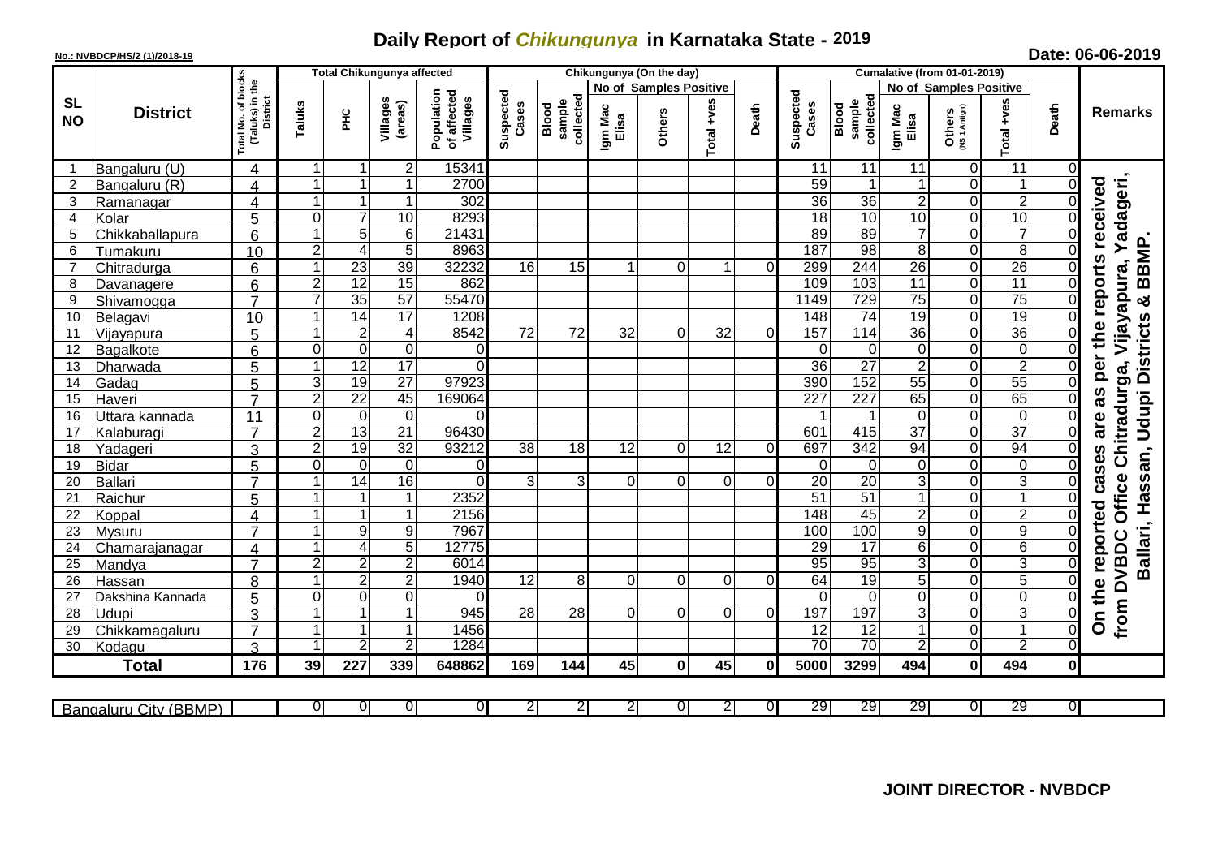# Daily Report of *Chikungunya* in Karnataka State - 2019

**No.: NVBDCP/HS/2 (1)/2018-19**

**Date: 06-06-2019**

| SL NO | District | Total No. of blocks (Taluks) in the District | Total Chikungunya affected | | | | Chikungunya (On the day) | | | | | | | Cumalative (from 01-01-2019) | | | | | | | Remarks |
|---|---|---|---|---|---|---|---|---|---|---|---|---|---|---|---|---|---|---|---|---|---|
| | | | Taluks | PHC | Villages (areas) | Population of affected Villages | Suspected Cases | Blood sample collected | No of Samples Positive | | | Death | Suspected Cases | Blood sample collected | No of Samples Positive | | | Death | |
| | | | | | | | | | Igm Mac Elisa | Others | Total +ves | | | | Igm Mac Elisa | Others (NS 1 Antign) | Total +ves | | |
| 1 | Bangaluru (U) | 4 | 1 | 1 | 2 | 15341 | | | | | | | 11 | 11 | 11 | 0 | 11 | 0 | On the reported cases are as per the reports received from DVBDC Office Chitradurga, Vijayapura, Yadageri, Ballari, Hassan, Udupi Districts & BBMP. |
| 2 | Bangaluru (R) | 4 | 1 | 1 | 1 | 2700 | | | | | | | 59 | 1 | 1 | 0 | 1 | 0 | |
| 3 | Ramanagar | 4 | 1 | 1 | 1 | 302 | | | | | | | 36 | 36 | 2 | 0 | 2 | 0 | |
| 4 | Kolar | 5 | 0 | 7 | 10 | 8293 | | | | | | | 18 | 10 | 10 | 0 | 10 | 0 | |
| 5 | Chikkaballapura | 6 | 1 | 5 | 6 | 21431 | | | | | | | 89 | 89 | 7 | 0 | 7 | 0 | |
| 6 | Tumakuru | 10 | 2 | 4 | 5 | 8963 | | | | | | | 187 | 98 | 8 | 0 | 8 | 0 | |
| 7 | Chitradurga | 6 | 1 | 23 | 39 | 32232 | 16 | 15 | 1 | 0 | 1 | 0 | 299 | 244 | 26 | 0 | 26 | 0 | |
| 8 | Davanagere | 6 | 2 | 12 | 15 | 862 | | | | | | | 109 | 103 | 11 | 0 | 11 | 0 | |
| 9 | Shivamogga | 7 | 7 | 35 | 57 | 55470 | | | | | | | 1149 | 729 | 75 | 0 | 75 | 0 | |
| 10 | Belagavi | 10 | 1 | 14 | 17 | 1208 | | | | | | | 148 | 74 | 19 | 0 | 19 | 0 | |
| 11 | Vijayapura | 5 | 1 | 2 | 4 | 8542 | 72 | 72 | 32 | 0 | 32 | 0 | 157 | 114 | 36 | 0 | 36 | 0 | |
| 12 | Bagalkote | 6 | 0 | 0 | 0 | 0 | | | | | | | 0 | 0 | 0 | 0 | 0 | 0 | |
| 13 | Dharwada | 5 | 1 | 12 | 17 | 0 | | | | | | | 36 | 27 | 2 | 0 | 2 | 0 | |
| 14 | Gadag | 5 | 3 | 19 | 27 | 97923 | | | | | | | 390 | 152 | 55 | 0 | 55 | 0 | |
| 15 | Haveri | 7 | 2 | 22 | 45 | 169064 | | | | | | | 227 | 227 | 65 | 0 | 65 | 0 | |
| 16 | Uttara kannada | 11 | 0 | 0 | 0 | 0 | | | | | | | 1 | 1 | 0 | 0 | 0 | 0 | |
| 17 | Kalaburagi | 7 | 2 | 13 | 21 | 96430 | | | | | | | 601 | 415 | 37 | 0 | 37 | 0 | |
| 18 | Yadageri | 3 | 2 | 19 | 32 | 93212 | 38 | 18 | 12 | 0 | 12 | 0 | 697 | 342 | 94 | 0 | 94 | 0 | |
| 19 | Bidar | 5 | 0 | 0 | 0 | 0 | | | | | | | 0 | 0 | 0 | 0 | 0 | 0 | |
| 20 | Ballari | 7 | 1 | 14 | 16 | 0 | 3 | 3 | 0 | 0 | 0 | 0 | 20 | 20 | 3 | 0 | 3 | 0 | |
| 21 | Raichur | 5 | 1 | 1 | 1 | 2352 | | | | | | | 51 | 51 | 1 | 0 | 1 | 0 | |
| 22 | Koppal | 4 | 1 | 1 | 1 | 2156 | | | | | | | 148 | 45 | 2 | 0 | 2 | 0 | |
| 23 | Mysuru | 7 | 1 | 9 | 9 | 7967 | | | | | | | 100 | 100 | 9 | 0 | 9 | 0 | |
| 24 | Chamarajanagar | 4 | 1 | 4 | 5 | 12775 | | | | | | | 29 | 17 | 6 | 0 | 6 | 0 | |
| 25 | Mandya | 7 | 2 | 2 | 2 | 6014 | | | | | | | 95 | 95 | 3 | 0 | 3 | 0 | |
| 26 | Hassan | 8 | 1 | 2 | 2 | 1940 | 12 | 8 | 0 | 0 | 0 | 0 | 64 | 19 | 5 | 0 | 5 | 0 | |
| 27 | Dakshina Kannada | 5 | 0 | 0 | 0 | 0 | | | | | | | 0 | 0 | 0 | 0 | 0 | 0 | |
| 28 | Udupi | 3 | 1 | 1 | 1 | 945 | 28 | 28 | 0 | 0 | 0 | 0 | 197 | 197 | 3 | 0 | 3 | 0 | |
| 29 | Chikkamagaluru | 7 | 1 | 1 | 1 | 1456 | | | | | | | 12 | 12 | 1 | 0 | 1 | 0 | |
| 30 | Kodagu | 3 | 1 | 2 | 2 | 1284 | | | | | | | 70 | 70 | 2 | 0 | 2 | 0 | |
| | **Total** | **176** | **39** | **227** | **339** | **648862** | **169** | **144** | **45** | **0** | **45** | **0** | **5000** | **3299** | **494** | **0** | **494** | **0** | |

| | | | | | | | | | | | | | | | | | | |
|---|---|---|---|---|---|---|---|---|---|---|---|---|---|---|---|---|---|---|
| Bangaluru City (BBMP) | | 0 | 0 | 0 | 0 | 2 | 2 | 2 | 0 | 2 | 0 | 29 | 29 | 29 | 0 | 29 | 0 | |

**JOINT DIRECTOR - NVBDCP**